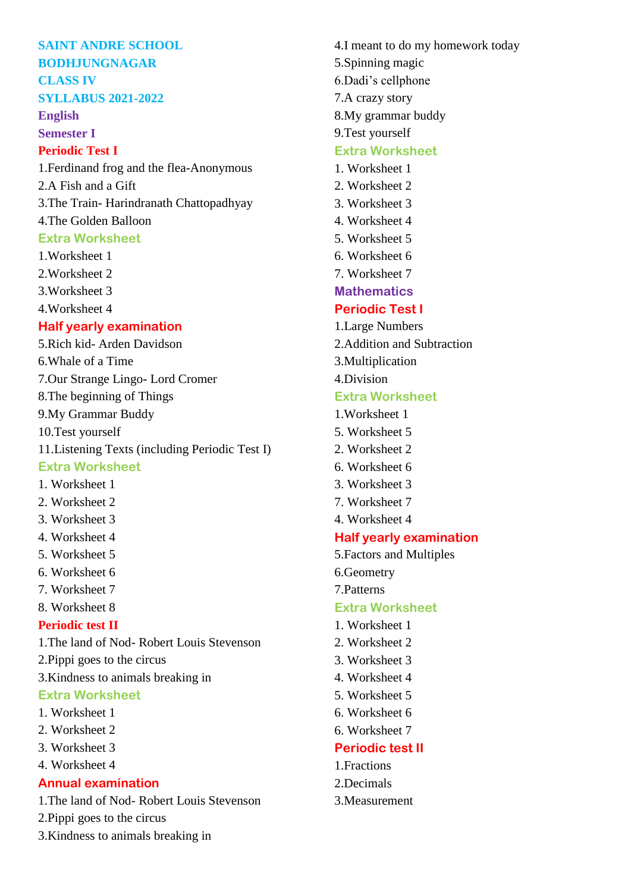# SAINT ANDRE SCHOOL
# BODHJUNGNAGAR
# CLASS IV
# SYLLABUS 2021-2022

## English

### Semester I

#### Periodic Test I

1.Ferdinand frog and the flea-Anonymous
2.A Fish and a Gift
3.The Train- Harindranath Chattopadhyay
4.The Golden Balloon

#### Extra Worksheet

1.Worksheet 1
2.Worksheet 2
3.Worksheet 3
4.Worksheet 4

#### Half yearly examination

5.Rich kid- Arden Davidson
6.Whale of a Time
7.Our Strange Lingo- Lord Cromer
8.The beginning of Things
9.My Grammar Buddy
10.Test yourself
11.Listening Texts (including Periodic Test I)

#### Extra Worksheet

1. Worksheet 1
2. Worksheet 2
3. Worksheet 3
4. Worksheet 4
5. Worksheet 5
6. Worksheet 6
7. Worksheet 7
8. Worksheet 8

#### Periodic test II

1.The land of Nod- Robert Louis Stevenson
2.Pippi goes to the circus
3.Kindness to animals breaking in

#### Extra Worksheet

1. Worksheet 1
2. Worksheet 2
3. Worksheet 3
4. Worksheet 4

#### Annual examination

1.The land of Nod- Robert Louis Stevenson
2.Pippi goes to the circus
3.Kindness to animals breaking in
4.I meant to do my homework today
5.Spinning magic
6.Dadi's cellphone
7.A crazy story
8.My grammar buddy
9.Test yourself

#### Extra Worksheet

1. Worksheet 1
2. Worksheet 2
3. Worksheet 3
4. Worksheet 4
5. Worksheet 5
6. Worksheet 6
7. Worksheet 7

## Mathematics

#### Periodic Test I

1.Large Numbers
2.Addition and Subtraction
3.Multiplication
4.Division

#### Extra Worksheet

1.Worksheet 1
5. Worksheet 5
2. Worksheet 2
6. Worksheet 6
3. Worksheet 3
7. Worksheet 7
4. Worksheet 4

#### Half yearly examination

5.Factors and Multiples
6.Geometry
7.Patterns

#### Extra Worksheet

1. Worksheet 1
2. Worksheet 2
3. Worksheet 3
4. Worksheet 4
5. Worksheet 5
6. Worksheet 6
6. Worksheet 7

#### Periodic test II

1.Fractions
2.Decimals
3.Measurement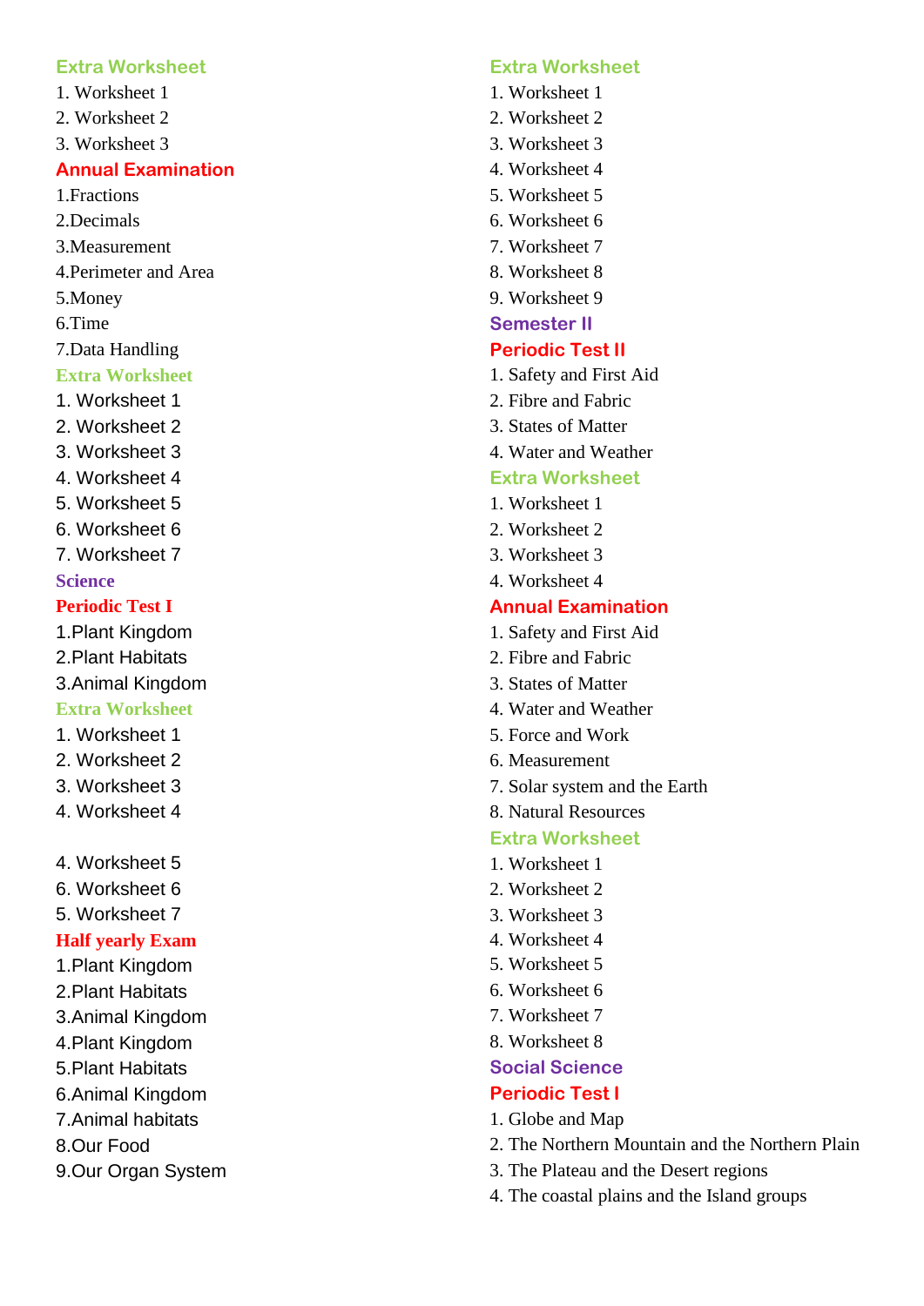### Extra Worksheet

1. Worksheet 1
2. Worksheet 2
3. Worksheet 3

### Annual Examination

1.Fractions
2.Decimals
3.Measurement
4.Perimeter and Area
5.Money
6.Time
7.Data Handling

### Extra Worksheet

1. Worksheet 1
2. Worksheet 2
3. Worksheet 3
4. Worksheet 4
5. Worksheet 5
6. Worksheet 6
7. Worksheet 7

## Science

### Periodic Test I

1.Plant Kingdom
2.Plant Habitats
3.Animal Kingdom

### Extra Worksheet

1. Worksheet 1
2. Worksheet 2
3. Worksheet 3
4. Worksheet 4

4. Worksheet 5
6. Worksheet 6
5. Worksheet 7

### Half yearly Exam

1.Plant Kingdom
2.Plant Habitats
3.Animal Kingdom
4.Plant Kingdom
5.Plant Habitats
6.Animal Kingdom
7.Animal habitats
8.Our Food
9.Our Organ System

### Extra Worksheet

1. Worksheet 1
2. Worksheet 2
3. Worksheet 3
4. Worksheet 4
5. Worksheet 5
6. Worksheet 6
7. Worksheet 7
8. Worksheet 8
9. Worksheet 9

## Semester II

### Periodic Test II

1. Safety and First Aid
2. Fibre and Fabric
3. States of Matter
4. Water and Weather

### Extra Worksheet

1. Worksheet 1
2. Worksheet 2
3. Worksheet 3
4. Worksheet 4

### Annual Examination

1. Safety and First Aid
2. Fibre and Fabric
3. States of Matter
4. Water and Weather
5. Force and Work
6. Measurement
7. Solar system and the Earth
8. Natural Resources

### Extra Worksheet

1. Worksheet 1
2. Worksheet 2
3. Worksheet 3
4. Worksheet 4
5. Worksheet 5
6. Worksheet 6
7. Worksheet 7
8. Worksheet 8

## Social Science

### Periodic Test I

1. Globe and Map
2. The Northern Mountain and the Northern Plain
3. The Plateau and the Desert regions
4. The coastal plains and the Island groups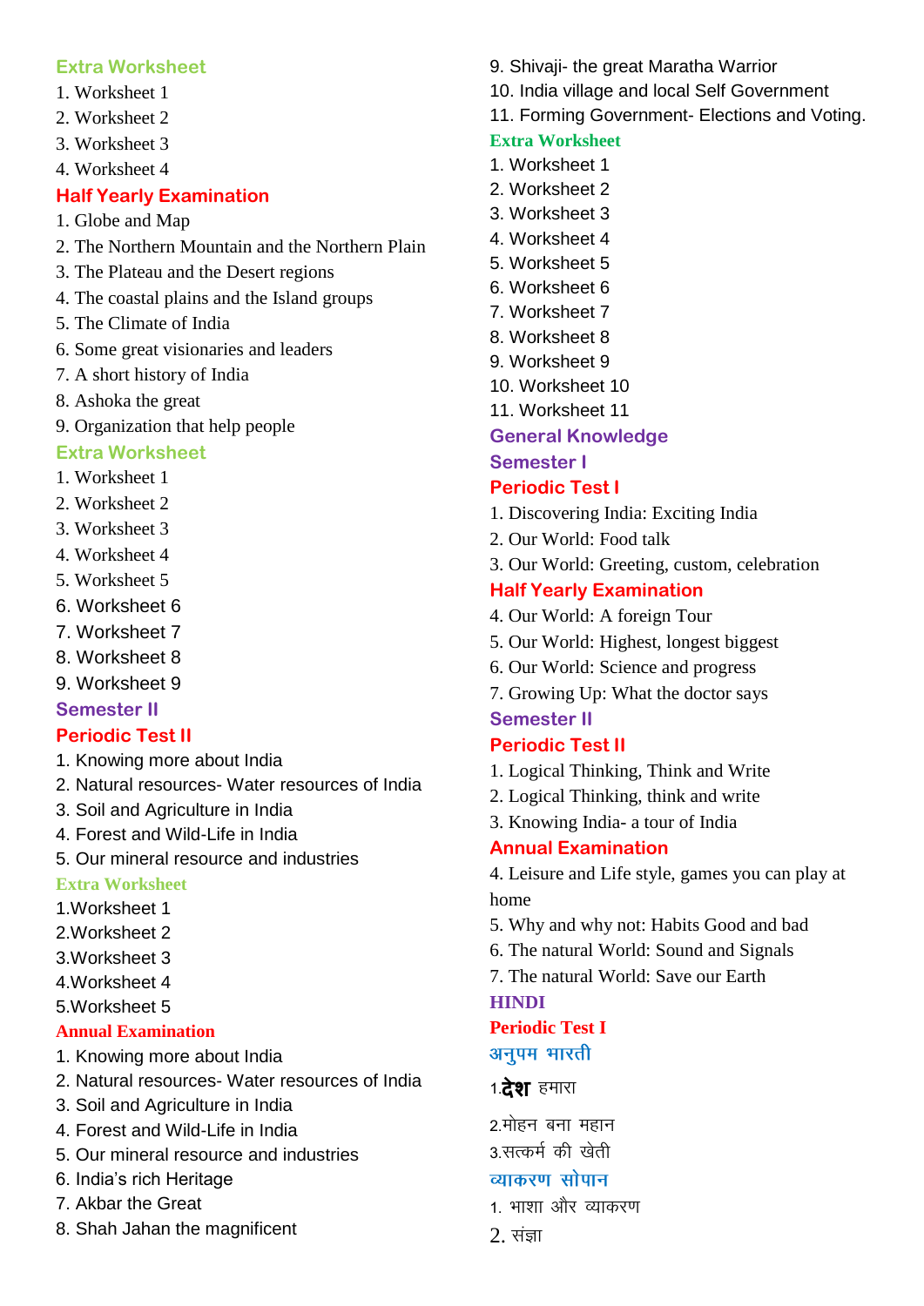### Extra Worksheet

1. Worksheet 1
2. Worksheet 2
3. Worksheet 3
4. Worksheet 4

### Half Yearly Examination

1. Globe and Map
2. The Northern Mountain and the Northern Plain
3. The Plateau and the Desert regions
4. The coastal plains and the Island groups
5. The Climate of India
6. Some great visionaries and leaders
7. A short history of India
8. Ashoka the great
9. Organization that help people

### Extra Worksheet

1. Worksheet 1
2. Worksheet 2
3. Worksheet 3
4. Worksheet 4
5. Worksheet 5
6. Worksheet 6
7. Worksheet 7
8. Worksheet 8
9. Worksheet 9

## Semester II

### Periodic Test II

1. Knowing more about India
2. Natural resources- Water resources of India
3. Soil and Agriculture in India
4. Forest and Wild-Life in India
5. Our mineral resource and industries

### Extra Worksheet

1.Worksheet 1
2.Worksheet 2
3.Worksheet 3
4.Worksheet 4
5.Worksheet 5

### Annual Examination

1. Knowing more about India
2. Natural resources- Water resources of India
3. Soil and Agriculture in India
4. Forest and Wild-Life in India
5. Our mineral resource and industries
6. India's rich Heritage
7. Akbar the Great
8. Shah Jahan the magnificent
9. Shivaji- the great Maratha Warrior
10. India village and local Self Government
11. Forming Government- Elections and Voting.

### Extra Worksheet

1. Worksheet 1
2. Worksheet 2
3. Worksheet 3
4. Worksheet 4
5. Worksheet 5
6. Worksheet 6
7. Worksheet 7
8. Worksheet 8
9. Worksheet 9
10. Worksheet 10
11. Worksheet 11

# General Knowledge

## Semester I

### Periodic Test I

1. Discovering India: Exciting India
2. Our World: Food talk
3. Our World: Greeting, custom, celebration

### Half Yearly Examination

4. Our World: A foreign Tour
5. Our World: Highest, longest biggest
6. Our World: Science and progress
7. Growing Up: What the doctor says

## Semester II

### Periodic Test II

1. Logical Thinking, Think and Write
2. Logical Thinking, think and write
3. Knowing India- a tour of India

### Annual Examination

4. Leisure and Life style, games you can play at home
5. Why and why not: Habits Good and bad
6. The natural World: Sound and Signals
7. The natural World: Save our Earth

# HINDI

### Periodic Test I

#### अनुपम भारती

1.**देश** हमारा
2.मोहन बना महान
3.सत्कर्म की खेती

#### व्याकरण सोपान

1. भाशा और व्याकरण
2. संज्ञा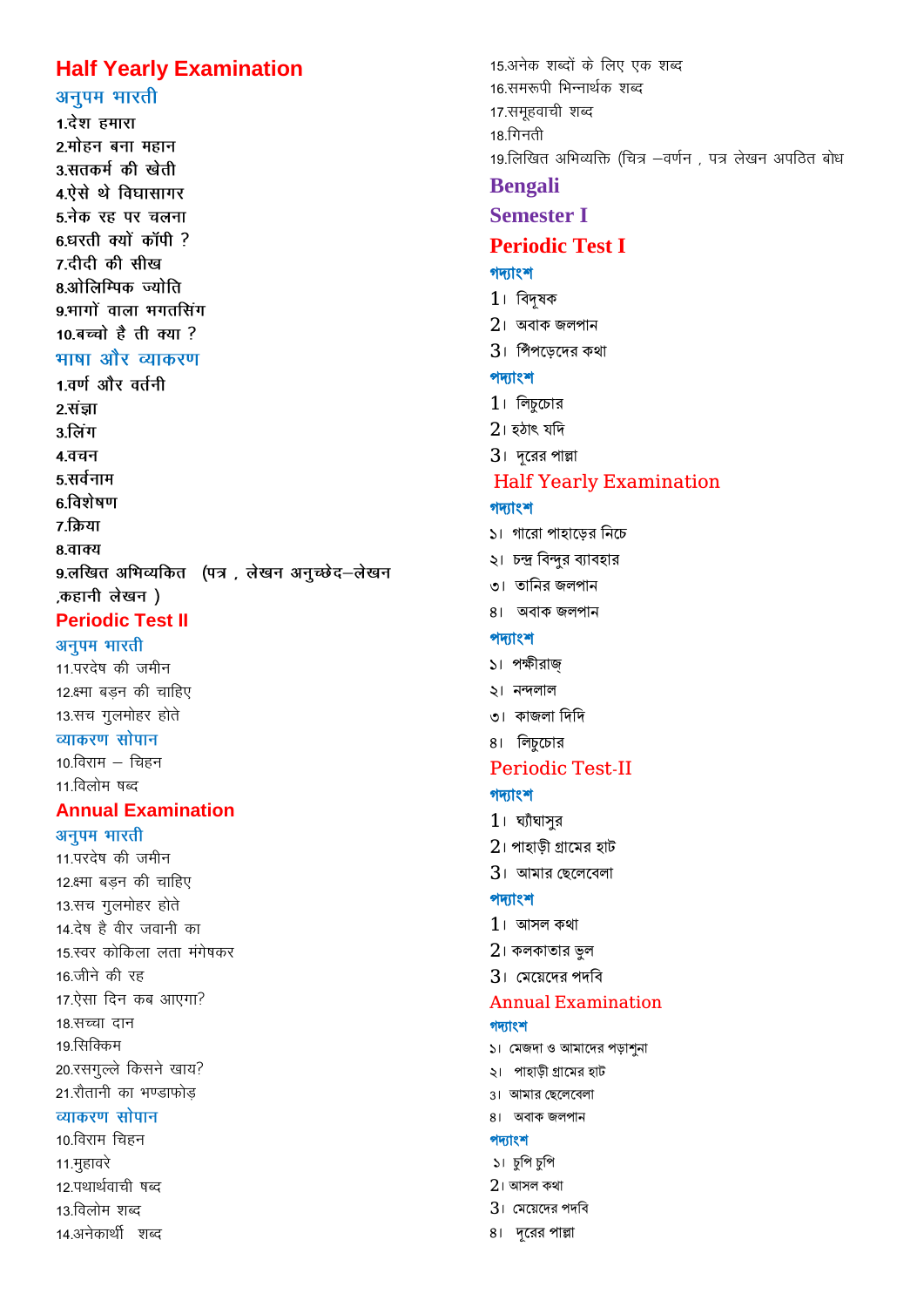# Half Yearly Examination

## अनुपम भारती

1.देश हमारा
2.मोहन बना महान
3.सतकर्म की खेती
4.ऐसे थे विघासागर
5.नेक रह पर चलना
6.धरती क्यों कॉपी ?
7.दीदी की सीख
8.ओलिम्पिक ज्योति
9.मागों वाला भगतसिंग
10.बच्वो है ती क्या ?

## भाषा और व्याकरण

1.वर्ण और वर्तनी
2.संज्ञा
3.लिंग
4.वचन
5.सर्वनाम
6.विशेषण
7.क्रिया
8.वाक्य
9.लिखत अभिव्यकित (पत्र , लेखन अनुच्छेद–लेखन ,कहानी लेखन )

# Periodic Test II

## अनुपम भारती

11.परदेष की जमीन
12.क्ष्मा बड़न की चाहिए
13.सच गुलमोहर होते

## व्याकरण सोपान

10.विराम – चिहन
11.विलोम षब्द

# Annual Examination

## अनुपम भारती

11.परदेष की जमीन
12.क्ष्मा बड़न की चाहिए
13.सच गुलमोहर होते
14.देष है वीर जवानी का
15.स्वर कोकिला लता मंगेषकर
16.जीने की रह
17.ऐसा दिन कब आएगा?
18.सच्चा दान
19.सिक्किम
20.रसगुल्ले किसने खाय?
21.रौतानी का भण्डाफोड़

## व्याकरण सोपान

10.विराम चिहन
11.मुहावरे
12.पथार्थवाची षब्द
13.विलोम शब्द
14.अनेकार्थी शब्द
15.अनेक शब्दों के लिए एक शब्द
16.समरूपी भिन्नार्थक शब्द
17.समूहवाची शब्द
18.गिनती
19.लिखित अभिव्यक्ति (चित्र –वर्णन , पत्र लेखन अपठित बोध

# Bengali

# Semester I

# Periodic Test I

## গদ্যাংশ

1। বিদূষক
2। অবাক জলপান
3। পিঁপড়েদের কথা

## পদ্যাংশ

1। লিচুচোর
2। হঠাৎ যদি
3। দূরের পাল্লা

# Half Yearly Examination

## গদ্যাংশ

১। গারো পাহাড়ের নিচে
২। চন্দ্র বিন্দুর ব্যাবহার
৩। তানির জলপান
৪। অবাক জলপান

## পদ্যাংশ

১। পক্ষীরাজ্
২। নন্দলাল
৩। কাজলা দিদি
৪। লিচুচোর

# Periodic Test-II

## গদ্যাংশ

1। ঘ্যাঁঘাসুর
2। পাহাড়ী গ্রামের হাট
3। আমার ছেলেবেলা

## পদ্যাংশ

1। আসল কথা
2। কলকাতার ভুল
3। মেয়েদের পদবি

# Annual Examination

## গদ্যাংশ

১। মেজদা ও আমাদের পড়াশুনা
২। পাহাড়ী গ্রামের হাট
3। আমার ছেলেবেলা
৪। অবাক জলপান

## পদ্যাংশ

১। চুপি চুপি
2। আসল কথা
3। মেয়েদের পদবি
৪। দূরের পাল্লা